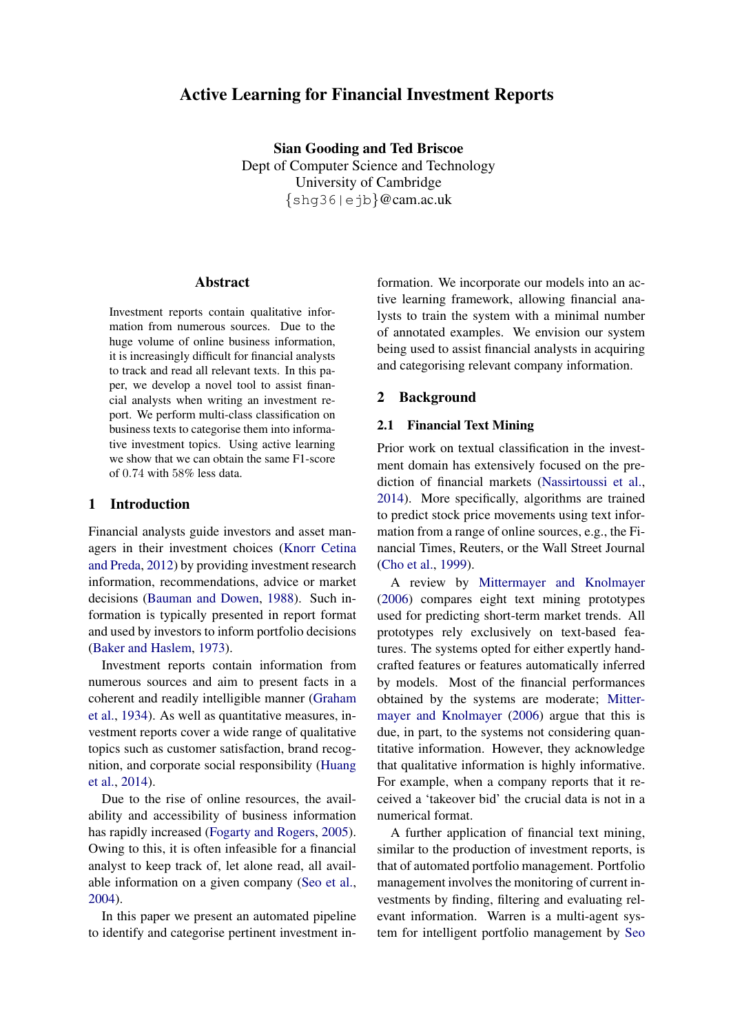# Active Learning for Financial Investment Reports

**Sian Gooding and Ted Briscoe**
Dept of Computer Science and Technology
University of Cambridge
{shg36|ejb}@cam.ac.uk

## Abstract

Investment reports contain qualitative information from numerous sources. Due to the huge volume of online business information, it is increasingly difficult for financial analysts to track and read all relevant texts. In this paper, we develop a novel tool to assist financial analysts when writing an investment report. We perform multi-class classification on business texts to categorise them into informative investment topics. Using active learning we show that we can obtain the same F1-score of 0.74 with 58% less data.

## 1 Introduction

Financial analysts guide investors and asset managers in their investment choices (Knorr Cetina and Preda, 2012) by providing investment research information, recommendations, advice or market decisions (Bauman and Dowen, 1988). Such information is typically presented in report format and used by investors to inform portfolio decisions (Baker and Haslem, 1973).

Investment reports contain information from numerous sources and aim to present facts in a coherent and readily intelligible manner (Graham et al., 1934). As well as quantitative measures, investment reports cover a wide range of qualitative topics such as customer satisfaction, brand recognition, and corporate social responsibility (Huang et al., 2014).

Due to the rise of online resources, the availability and accessibility of business information has rapidly increased (Fogarty and Rogers, 2005). Owing to this, it is often infeasible for a financial analyst to keep track of, let alone read, all available information on a given company (Seo et al., 2004).

In this paper we present an automated pipeline to identify and categorise pertinent investment information. We incorporate our models into an active learning framework, allowing financial analysts to train the system with a minimal number of annotated examples. We envision our system being used to assist financial analysts in acquiring and categorising relevant company information.

## 2 Background

### 2.1 Financial Text Mining

Prior work on textual classification in the investment domain has extensively focused on the prediction of financial markets (Nassirtoussi et al., 2014). More specifically, algorithms are trained to predict stock price movements using text information from a range of online sources, e.g., the Financial Times, Reuters, or the Wall Street Journal (Cho et al., 1999).

A review by Mittermayer and Knolmayer (2006) compares eight text mining prototypes used for predicting short-term market trends. All prototypes rely exclusively on text-based features. The systems opted for either expertly handcrafted features or features automatically inferred by models. Most of the financial performances obtained by the systems are moderate; Mittermayer and Knolmayer (2006) argue that this is due, in part, to the systems not considering quantitative information. However, they acknowledge that qualitative information is highly informative. For example, when a company reports that it received a 'takeover bid' the crucial data is not in a numerical format.

A further application of financial text mining, similar to the production of investment reports, is that of automated portfolio management. Portfolio management involves the monitoring of current investments by finding, filtering and evaluating relevant information. Warren is a multi-agent system for intelligent portfolio management by Seo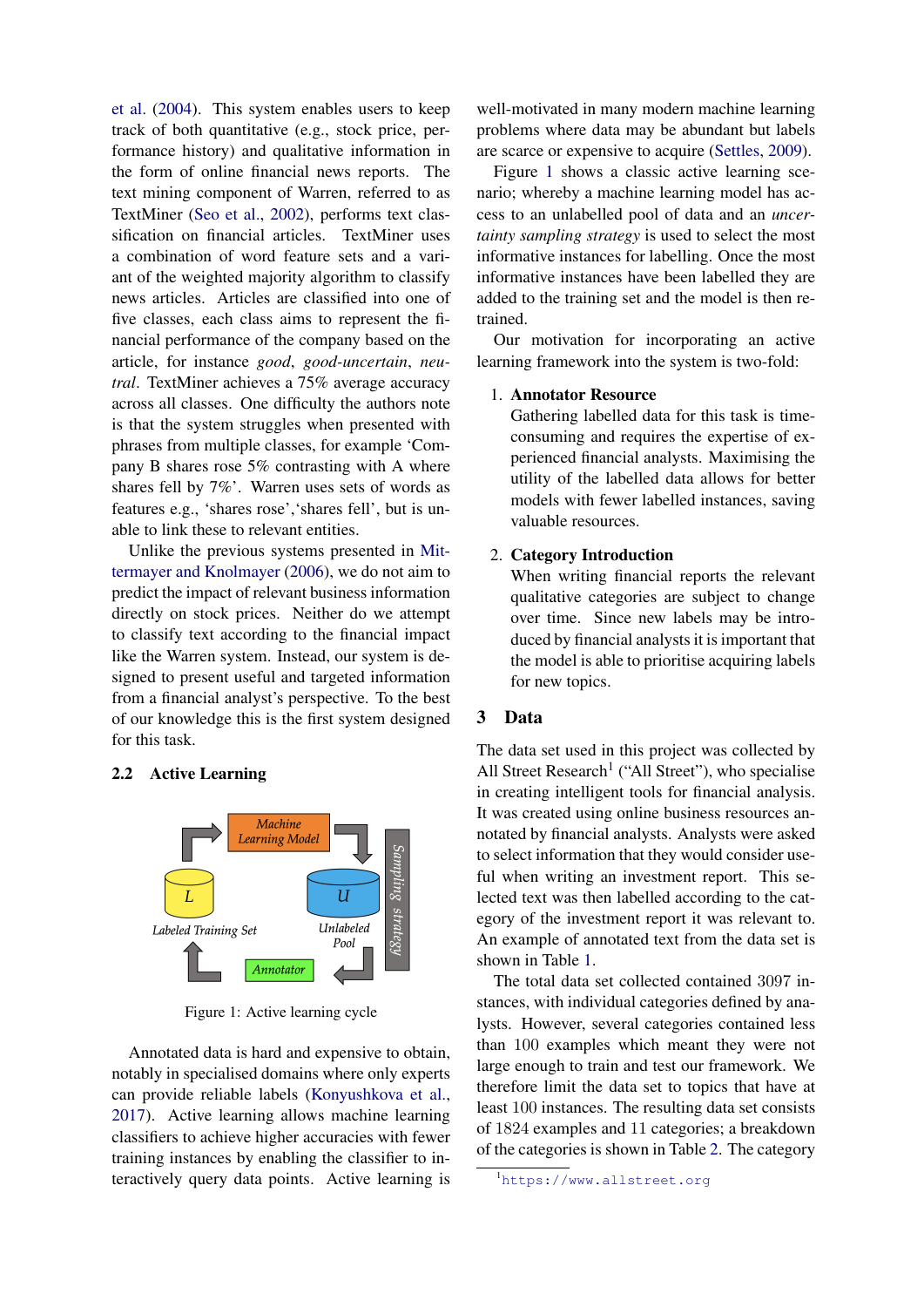et al. (2004). This system enables users to keep track of both quantitative (e.g., stock price, performance history) and qualitative information in the form of online financial news reports. The text mining component of Warren, referred to as TextMiner (Seo et al., 2002), performs text classification on financial articles. TextMiner uses a combination of word feature sets and a variant of the weighted majority algorithm to classify news articles. Articles are classified into one of five classes, each class aims to represent the financial performance of the company based on the article, for instance *good*, *good-uncertain*, *neutral*. TextMiner achieves a 75% average accuracy across all classes. One difficulty the authors note is that the system struggles when presented with phrases from multiple classes, for example 'Company B shares rose 5% contrasting with A where shares fell by 7%'. Warren uses sets of words as features e.g., 'shares rose','shares fell', but is unable to link these to relevant entities.

Unlike the previous systems presented in Mittermayer and Knolmayer (2006), we do not aim to predict the impact of relevant business information directly on stock prices. Neither do we attempt to classify text according to the financial impact like the Warren system. Instead, our system is designed to present useful and targeted information from a financial analyst's perspective. To the best of our knowledge this is the first system designed for this task.

### 2.2 Active Learning

Figure 1: Active learning cycle

Annotated data is hard and expensive to obtain, notably in specialised domains where only experts can provide reliable labels (Konyushkova et al., 2017). Active learning allows machine learning classifiers to achieve higher accuracies with fewer training instances by enabling the classifier to interactively query data points. Active learning is well-motivated in many modern machine learning problems where data may be abundant but labels are scarce or expensive to acquire (Settles, 2009).

Figure 1 shows a classic active learning scenario; whereby a machine learning model has access to an unlabelled pool of data and an *uncertainty sampling strategy* is used to select the most informative instances for labelling. Once the most informative instances have been labelled they are added to the training set and the model is then retrained.

Our motivation for incorporating an active learning framework into the system is two-fold:

1. **Annotator Resource**
   Gathering labelled data for this task is time-consuming and requires the expertise of experienced financial analysts. Maximising the utility of the labelled data allows for better models with fewer labelled instances, saving valuable resources.

2. **Category Introduction**
   When writing financial reports the relevant qualitative categories are subject to change over time. Since new labels may be introduced by financial analysts it is important that the model is able to prioritise acquiring labels for new topics.

## 3 Data

The data set used in this project was collected by All Street Research[1] ("All Street"), who specialise in creating intelligent tools for financial analysis. It was created using online business resources annotated by financial analysts. Analysts were asked to select information that they would consider useful when writing an investment report. This selected text was then labelled according to the category of the investment report it was relevant to. An example of annotated text from the data set is shown in Table 1.

The total data set collected contained 3097 instances, with individual categories defined by analysts. However, several categories contained less than 100 examples which meant they were not large enough to train and test our framework. We therefore limit the data set to topics that have at least 100 instances. The resulting data set consists of 1824 examples and 11 categories; a breakdown of the categories is shown in Table 2. The category

[1] https://www.allstreet.org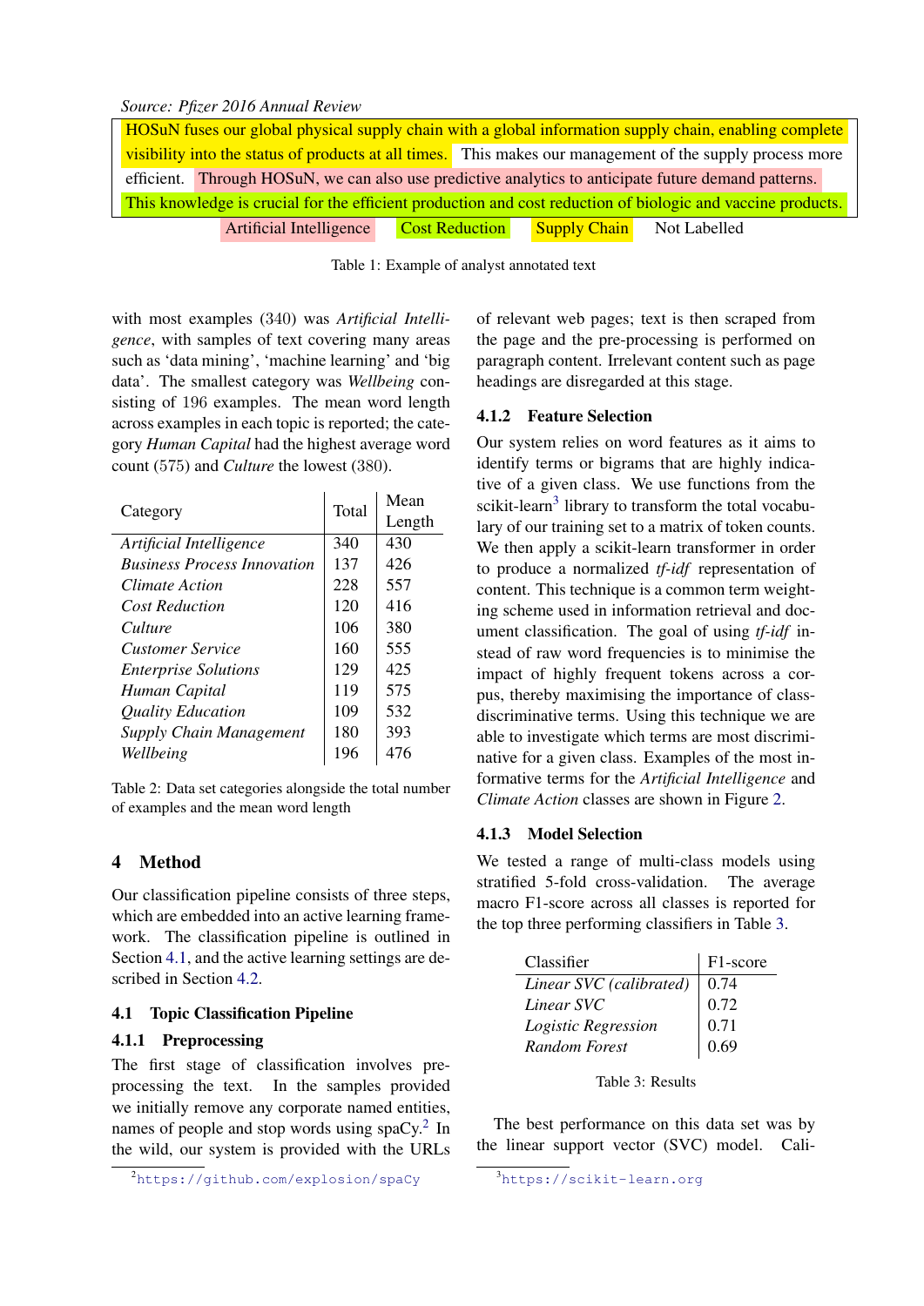Source: *Pfizer 2016 Annual Review*

| HOSuN fuses our global physical supply chain with a global information supply chain, enabling complete visibility into the status of products at all times. This makes our management of the supply process more efficient. Through HOSuN, we can also use predictive analytics to anticipate future demand patterns. This knowledge is crucial for the efficient production and cost reduction of biologic and vaccine products. |
|---|

Artificial Intelligence | Cost Reduction | Supply Chain | Not Labelled

Table 1: Example of analyst annotated text

with most examples (340) was *Artificial Intelligence*, with samples of text covering many areas such as 'data mining', 'machine learning' and 'big data'. The smallest category was *Wellbeing* consisting of 196 examples. The mean word length across examples in each topic is reported; the category *Human Capital* had the highest average word count (575) and *Culture* the lowest (380).

| Category | Total | Mean Length |
|---|---|---|
| *Artificial Intelligence* | 340 | 430 |
| *Business Process Innovation* | 137 | 426 |
| *Climate Action* | 228 | 557 |
| *Cost Reduction* | 120 | 416 |
| *Culture* | 106 | 380 |
| *Customer Service* | 160 | 555 |
| *Enterprise Solutions* | 129 | 425 |
| *Human Capital* | 119 | 575 |
| *Quality Education* | 109 | 532 |
| *Supply Chain Management* | 180 | 393 |
| *Wellbeing* | 196 | 476 |

Table 2: Data set categories alongside the total number of examples and the mean word length

# 4 Method

Our classification pipeline consists of three steps, which are embedded into an active learning framework. The classification pipeline is outlined in Section 4.1, and the active learning settings are described in Section 4.2.

## 4.1 Topic Classification Pipeline

### 4.1.1 Preprocessing

The first stage of classification involves preprocessing the text. In the samples provided we initially remove any corporate named entities, names of people and stop words using spaCy.[2] In the wild, our system is provided with the URLs of relevant web pages; text is then scraped from the page and the pre-processing is performed on paragraph content. Irrelevant content such as page headings are disregarded at this stage.

### 4.1.2 Feature Selection

Our system relies on word features as it aims to identify terms or bigrams that are highly indicative of a given class. We use functions from the scikit-learn[3] library to transform the total vocabulary of our training set to a matrix of token counts. We then apply a scikit-learn transformer in order to produce a normalized *tf-idf* representation of content. This technique is a common term weighting scheme used in information retrieval and document classification. The goal of using *tf-idf* instead of raw word frequencies is to minimise the impact of highly frequent tokens across a corpus, thereby maximising the importance of class-discriminative terms. Using this technique we are able to investigate which terms are most discriminative for a given class. Examples of the most informative terms for the *Artificial Intelligence* and *Climate Action* classes are shown in Figure 2.

### 4.1.3 Model Selection

We tested a range of multi-class models using stratified 5-fold cross-validation. The average macro F1-score across all classes is reported for the top three performing classifiers in Table 3.

| Classifier | F1-score |
|---|---|
| *Linear SVC (calibrated)* | 0.74 |
| *Linear SVC* | 0.72 |
| *Logistic Regression* | 0.71 |
| *Random Forest* | 0.69 |

Table 3: Results

The best performance on this data set was by the linear support vector (SVC) model. Cali-

[2] https://github.com/explosion/spaCy

[3] https://scikit-learn.org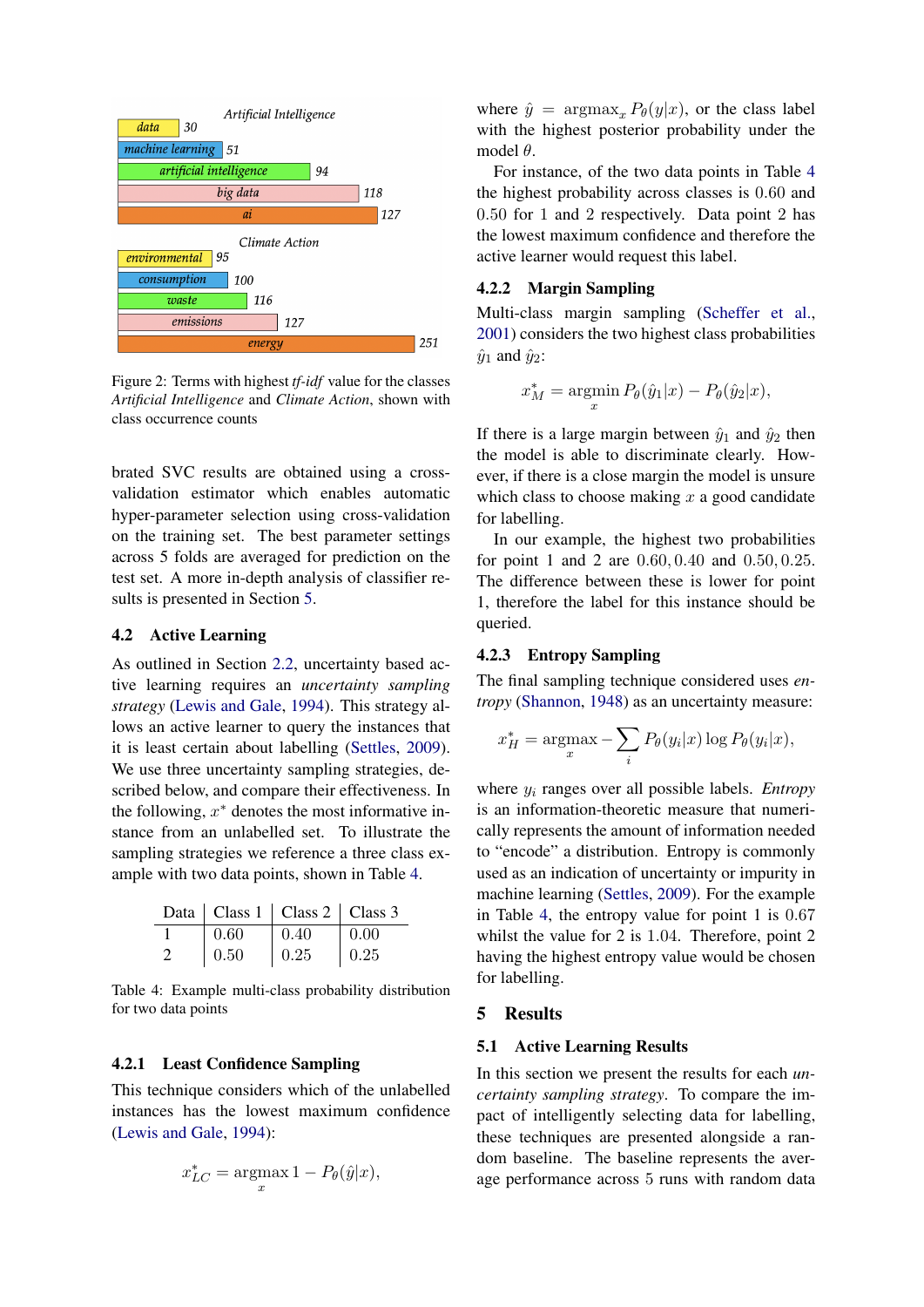Artificial Intelligence

| Term | Count |
|---|---|
| data | 30 |
| machine learning | 51 |
| artificial intelligence | 94 |
| big data | 118 |
| ai | 127 |

Climate Action

| Term | Count |
|---|---|
| environmental | 95 |
| consumption | 100 |
| waste | 116 |
| emissions | 127 |
| energy | 251 |

Figure 2: Terms with highest *tf-idf* value for the classes *Artificial Intelligence* and *Climate Action*, shown with class occurrence counts

brated SVC results are obtained using a cross-validation estimator which enables automatic hyper-parameter selection using cross-validation on the training set. The best parameter settings across 5 folds are averaged for prediction on the test set. A more in-depth analysis of classifier results is presented in Section 5.

## 4.2 Active Learning

As outlined in Section 2.2, uncertainty based active learning requires an *uncertainty sampling strategy* (Lewis and Gale, 1994). This strategy allows an active learner to query the instances that it is least certain about labelling (Settles, 2009). We use three uncertainty sampling strategies, described below, and compare their effectiveness. In the following, $x^*$ denotes the most informative instance from an unlabelled set. To illustrate the sampling strategies we reference a three class example with two data points, shown in Table 4.

| Data | Class 1 | Class 2 | Class 3 |
|---|---|---|---|
| 1 | 0.60 | 0.40 | 0.00 |
| 2 | 0.50 | 0.25 | 0.25 |

Table 4: Example multi-class probability distribution for two data points

### 4.2.1 Least Confidence Sampling

This technique considers which of the unlabelled instances has the lowest maximum confidence (Lewis and Gale, 1994):

$$x^*_{LC} = \underset{x}{\operatorname{argmax}}\, 1 - P_\theta(\hat{y}|x),$$

where $\hat{y} = \operatorname{argmax}_x P_\theta(y|x)$, or the class label with the highest posterior probability under the model $\theta$.

For instance, of the two data points in Table 4 the highest probability across classes is 0.60 and 0.50 for 1 and 2 respectively. Data point 2 has the lowest maximum confidence and therefore the active learner would request this label.

### 4.2.2 Margin Sampling

Multi-class margin sampling (Scheffer et al., 2001) considers the two highest class probabilities $\hat{y}_1$ and $\hat{y}_2$:

$$x^*_M = \underset{x}{\operatorname{argmin}}\, P_\theta(\hat{y}_1|x) - P_\theta(\hat{y}_2|x),$$

If there is a large margin between $\hat{y}_1$ and $\hat{y}_2$ then the model is able to discriminate clearly. However, if there is a close margin the model is unsure which class to choose making $x$ a good candidate for labelling.

In our example, the highest two probabilities for point 1 and 2 are $0.60, 0.40$ and $0.50, 0.25$. The difference between these is lower for point 1, therefore the label for this instance should be queried.

### 4.2.3 Entropy Sampling

The final sampling technique considered uses *entropy* (Shannon, 1948) as an uncertainty measure:

$$x^*_H = \underset{x}{\operatorname{argmax}} - \sum_i P_\theta(y_i|x) \log P_\theta(y_i|x),$$

where $y_i$ ranges over all possible labels. *Entropy* is an information-theoretic measure that numerically represents the amount of information needed to "encode" a distribution. Entropy is commonly used as an indication of uncertainty or impurity in machine learning (Settles, 2009). For the example in Table 4, the entropy value for point 1 is 0.67 whilst the value for 2 is 1.04. Therefore, point 2 having the highest entropy value would be chosen for labelling.

# 5 Results

## 5.1 Active Learning Results

In this section we present the results for each *uncertainty sampling strategy*. To compare the impact of intelligently selecting data for labelling, these techniques are presented alongside a random baseline. The baseline represents the average performance across 5 runs with random data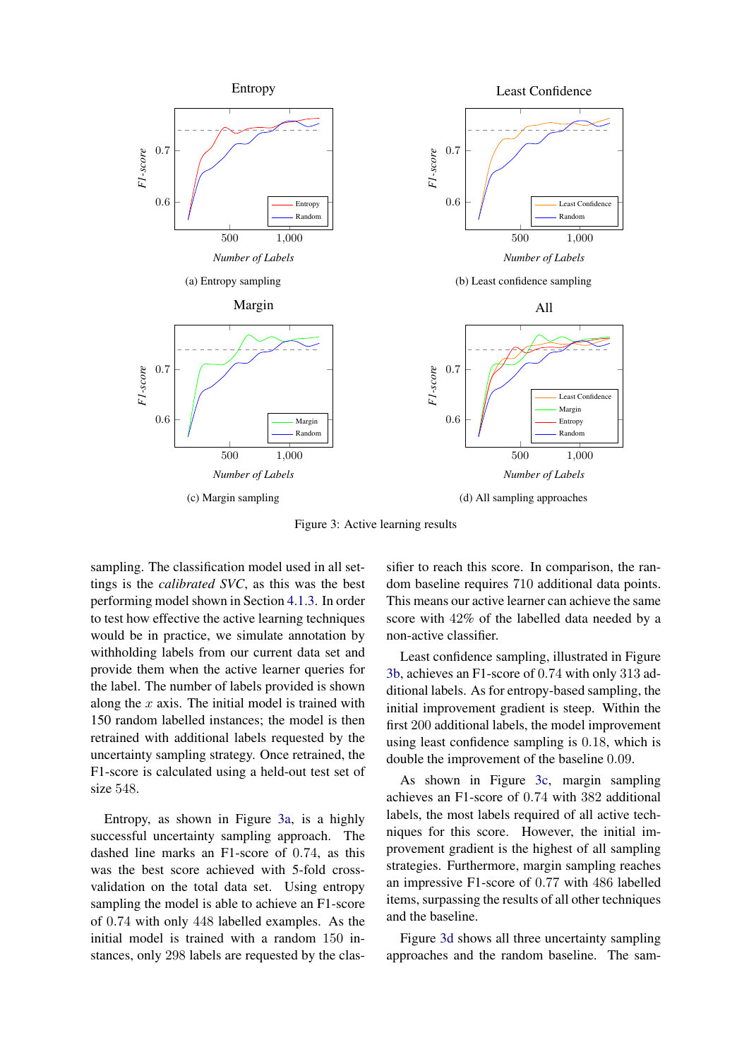Figure 3: Active learning results

(a) Entropy sampling

(b) Least confidence sampling

(c) Margin sampling

(d) All sampling approaches

sampling. The classification model used in all settings is the *calibrated SVC*, as this was the best performing model shown in Section 4.1.3. In order to test how effective the active learning techniques would be in practice, we simulate annotation by withholding labels from our current data set and provide them when the active learner queries for the label. The number of labels provided is shown along the $x$ axis. The initial model is trained with 150 random labelled instances; the model is then retrained with additional labels requested by the uncertainty sampling strategy. Once retrained, the F1-score is calculated using a held-out test set of size 548.

Entropy, as shown in Figure 3a, is a highly successful uncertainty sampling approach. The dashed line marks an F1-score of 0.74, as this was the best score achieved with 5-fold cross-validation on the total data set. Using entropy sampling the model is able to achieve an F1-score of 0.74 with only 448 labelled examples. As the initial model is trained with a random 150 instances, only 298 labels are requested by the classifier to reach this score. In comparison, the random baseline requires 710 additional data points. This means our active learner can achieve the same score with 42% of the labelled data needed by a non-active classifier.

Least confidence sampling, illustrated in Figure 3b, achieves an F1-score of 0.74 with only 313 additional labels. As for entropy-based sampling, the initial improvement gradient is steep. Within the first 200 additional labels, the model improvement using least confidence sampling is 0.18, which is double the improvement of the baseline 0.09.

As shown in Figure 3c, margin sampling achieves an F1-score of 0.74 with 382 additional labels, the most labels required of all active techniques for this score. However, the initial improvement gradient is the highest of all sampling strategies. Furthermore, margin sampling reaches an impressive F1-score of 0.77 with 486 labelled items, surpassing the results of all other techniques and the baseline.

Figure 3d shows all three uncertainty sampling approaches and the random baseline. The sam-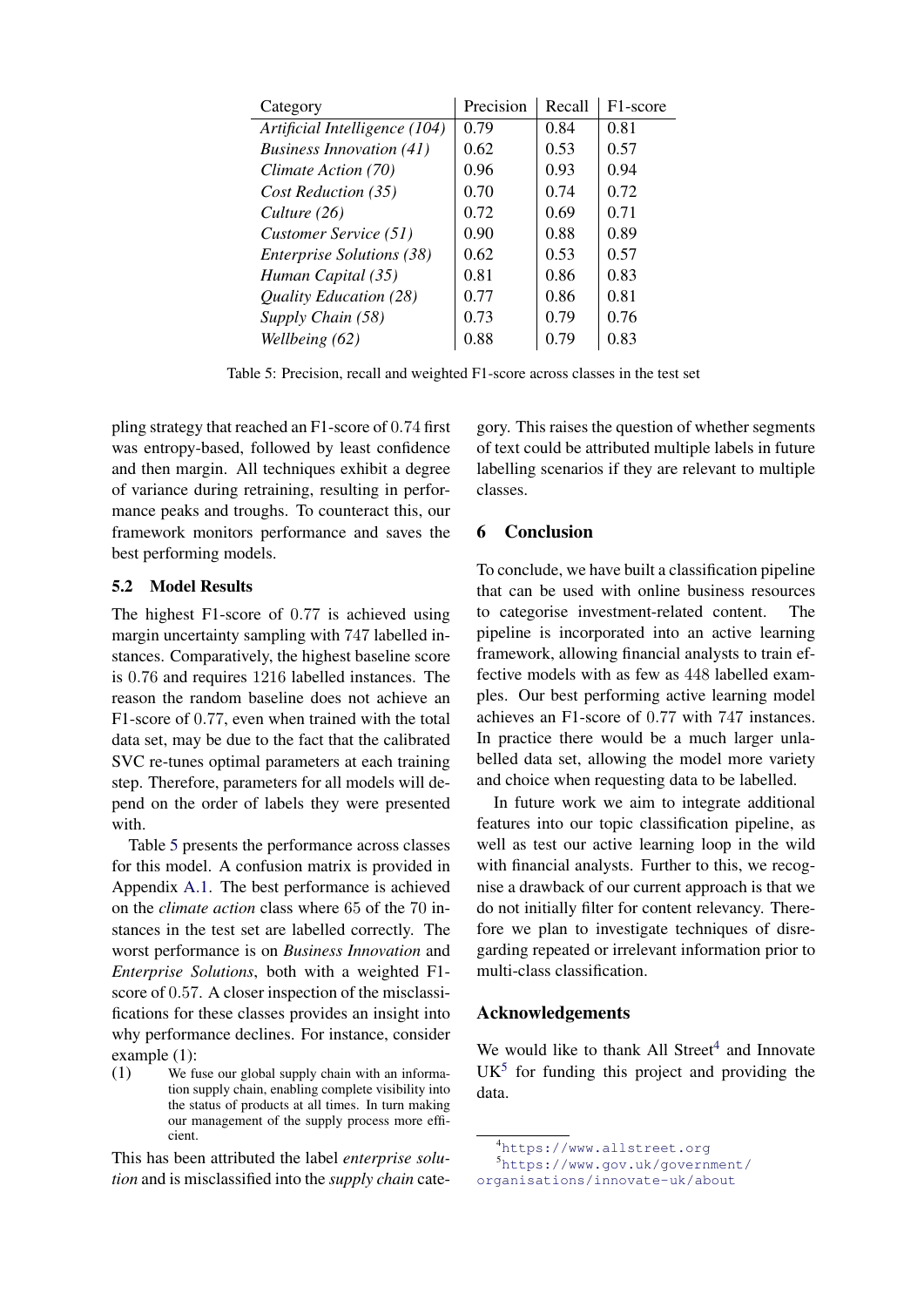| Category | Precision | Recall | F1-score |
|---|---|---|---|
| *Artificial Intelligence (104)* | 0.79 | 0.84 | 0.81 |
| *Business Innovation (41)* | 0.62 | 0.53 | 0.57 |
| *Climate Action (70)* | 0.96 | 0.93 | 0.94 |
| *Cost Reduction (35)* | 0.70 | 0.74 | 0.72 |
| *Culture (26)* | 0.72 | 0.69 | 0.71 |
| *Customer Service (51)* | 0.90 | 0.88 | 0.89 |
| *Enterprise Solutions (38)* | 0.62 | 0.53 | 0.57 |
| *Human Capital (35)* | 0.81 | 0.86 | 0.83 |
| *Quality Education (28)* | 0.77 | 0.86 | 0.81 |
| *Supply Chain (58)* | 0.73 | 0.79 | 0.76 |
| *Wellbeing (62)* | 0.88 | 0.79 | 0.83 |

Table 5: Precision, recall and weighted F1-score across classes in the test set

pling strategy that reached an F1-score of 0.74 first was entropy-based, followed by least confidence and then margin. All techniques exhibit a degree of variance during retraining, resulting in performance peaks and troughs. To counteract this, our framework monitors performance and saves the best performing models.

### 5.2 Model Results

The highest F1-score of 0.77 is achieved using margin uncertainty sampling with 747 labelled instances. Comparatively, the highest baseline score is 0.76 and requires 1216 labelled instances. The reason the random baseline does not achieve an F1-score of 0.77, even when trained with the total data set, may be due to the fact that the calibrated SVC re-tunes optimal parameters at each training step. Therefore, parameters for all models will depend on the order of labels they were presented with.

Table 5 presents the performance across classes for this model. A confusion matrix is provided in Appendix A.1. The best performance is achieved on the *climate action* class where 65 of the 70 instances in the test set are labelled correctly. The worst performance is on *Business Innovation* and *Enterprise Solutions*, both with a weighted F1-score of 0.57. A closer inspection of the misclassifications for these classes provides an insight into why performance declines. For instance, consider example (1):

(1) We fuse our global supply chain with an information supply chain, enabling complete visibility into the status of products at all times. In turn making our management of the supply process more efficient.

This has been attributed the label *enterprise solution* and is misclassified into the *supply chain* category. This raises the question of whether segments of text could be attributed multiple labels in future labelling scenarios if they are relevant to multiple classes.

## 6 Conclusion

To conclude, we have built a classification pipeline that can be used with online business resources to categorise investment-related content. The pipeline is incorporated into an active learning framework, allowing financial analysts to train effective models with as few as 448 labelled examples. Our best performing active learning model achieves an F1-score of 0.77 with 747 instances. In practice there would be a much larger unlabelled data set, allowing the model more variety and choice when requesting data to be labelled.

In future work we aim to integrate additional features into our topic classification pipeline, as well as test our active learning loop in the wild with financial analysts. Further to this, we recognise a drawback of our current approach is that we do not initially filter for content relevancy. Therefore we plan to investigate techniques of disregarding repeated or irrelevant information prior to multi-class classification.

## Acknowledgements

We would like to thank All Street[4] and Innovate UK[5] for funding this project and providing the data.

[4] https://www.allstreet.org

[5] https://www.gov.uk/government/organisations/innovate-uk/about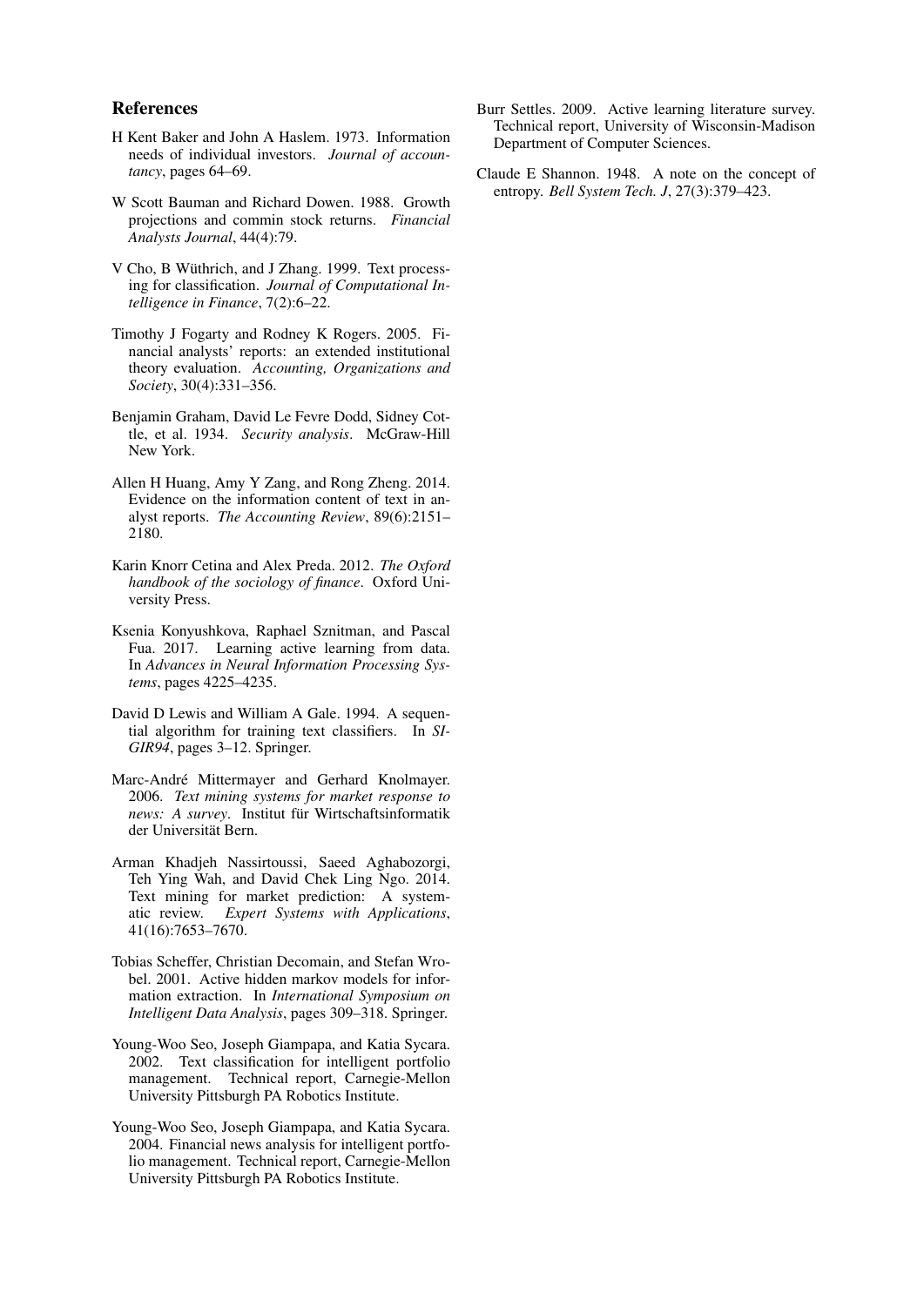## References

H Kent Baker and John A Haslem. 1973. Information needs of individual investors. *Journal of accountancy*, pages 64–69.

W Scott Bauman and Richard Dowen. 1988. Growth projections and commin stock returns. *Financial Analysts Journal*, 44(4):79.

V Cho, B Wüthrich, and J Zhang. 1999. Text processing for classification. *Journal of Computational Intelligence in Finance*, 7(2):6–22.

Timothy J Fogarty and Rodney K Rogers. 2005. Financial analysts' reports: an extended institutional theory evaluation. *Accounting, Organizations and Society*, 30(4):331–356.

Benjamin Graham, David Le Fevre Dodd, Sidney Cottle, et al. 1934. *Security analysis*. McGraw-Hill New York.

Allen H Huang, Amy Y Zang, and Rong Zheng. 2014. Evidence on the information content of text in analyst reports. *The Accounting Review*, 89(6):2151–2180.

Karin Knorr Cetina and Alex Preda. 2012. *The Oxford handbook of the sociology of finance*. Oxford University Press.

Ksenia Konyushkova, Raphael Sznitman, and Pascal Fua. 2017. Learning active learning from data. In *Advances in Neural Information Processing Systems*, pages 4225–4235.

David D Lewis and William A Gale. 1994. A sequential algorithm for training text classifiers. In *SIGIR94*, pages 3–12. Springer.

Marc-André Mittermayer and Gerhard Knolmayer. 2006. *Text mining systems for market response to news: A survey*. Institut für Wirtschaftsinformatik der Universität Bern.

Arman Khadjeh Nassirtoussi, Saeed Aghabozorgi, Teh Ying Wah, and David Chek Ling Ngo. 2014. Text mining for market prediction: A systematic review. *Expert Systems with Applications*, 41(16):7653–7670.

Tobias Scheffer, Christian Decomain, and Stefan Wrobel. 2001. Active hidden markov models for information extraction. In *International Symposium on Intelligent Data Analysis*, pages 309–318. Springer.

Young-Woo Seo, Joseph Giampapa, and Katia Sycara. 2002. Text classification for intelligent portfolio management. Technical report, Carnegie-Mellon University Pittsburgh PA Robotics Institute.

Young-Woo Seo, Joseph Giampapa, and Katia Sycara. 2004. Financial news analysis for intelligent portfolio management. Technical report, Carnegie-Mellon University Pittsburgh PA Robotics Institute.

Burr Settles. 2009. Active learning literature survey. Technical report, University of Wisconsin-Madison Department of Computer Sciences.

Claude E Shannon. 1948. A note on the concept of entropy. *Bell System Tech. J*, 27(3):379–423.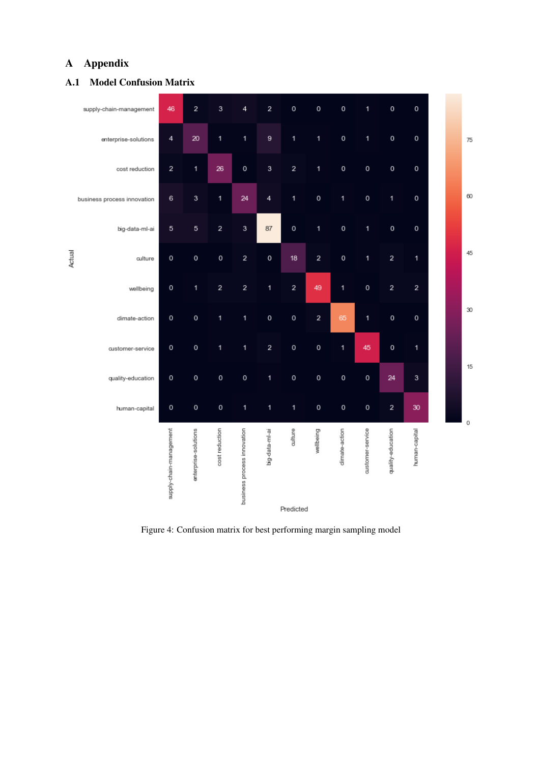# A Appendix

## A.1 Model Confusion Matrix

Actual

supply-chain-management
enterprise-solutions
cost reduction
business process innovation
big-data-ml-ai
culture
wellbeing
climate-action
customer-service
quality-education
human-capital

46 2 3 4 2 0 0 0 1 0 0
4 20 1 1 9 1 1 0 1 0 0
2 1 26 0 3 2 1 0 0 0 0
6 3 1 24 4 1 0 1 0 1 0
5 5 2 3 87 0 1 0 1 0 0
0 0 0 2 0 18 2 0 1 2 1
0 1 2 2 1 2 49 1 0 2 2
0 0 1 1 0 0 2 65 1 0 0
0 0 1 1 2 0 0 1 45 0 1
0 0 0 0 1 0 0 0 0 24 3
0 0 0 1 1 1 0 0 0 2 30

supply-chain-management
enterprise-solutions
cost reduction
business process innovation
big-data-ml-ai
culture
wellbeing
climate-action
customer-service
quality-education
human-capital

Predicted

75
60
45
30
15
0

Figure 4: Confusion matrix for best performing margin sampling model